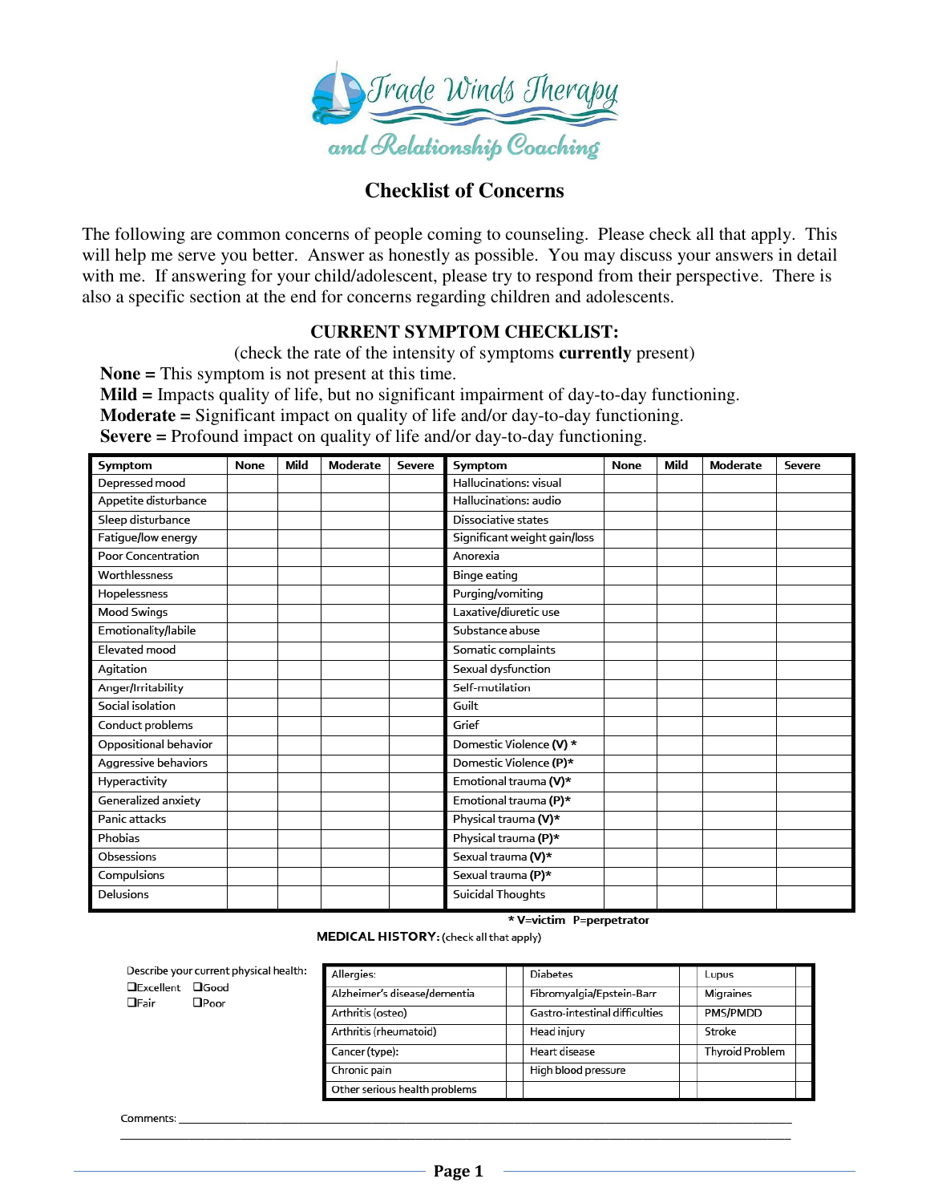# Trade Winds Therapy and Relationship Coaching

## Checklist of Concerns

The following are common concerns of people coming to counseling. Please check all that apply. This will help me serve you better. Answer as honestly as possible. You may discuss your answers in detail with me. If answering for your child/adolescent, please try to respond from their perspective. There is also a specific section at the end for concerns regarding children and adolescents.

### CURRENT SYMPTOM CHECKLIST:

(check the rate of the intensity of symptoms **currently** present)

**None =** This symptom is not present at this time.
**Mild =** Impacts quality of life, but no significant impairment of day-to-day functioning.
**Moderate =** Significant impact on quality of life and/or day-to-day functioning.
**Severe =** Profound impact on quality of life and/or day-to-day functioning.

| Symptom | None | Mild | Moderate | Severe | Symptom | None | Mild | Moderate | Severe |
|---|---|---|---|---|---|---|---|---|---|
| Depressed mood | | | | | Hallucinations: visual | | | | |
| Appetite disturbance | | | | | Hallucinations: audio | | | | |
| Sleep disturbance | | | | | Dissociative states | | | | |
| Fatigue/low energy | | | | | Significant weight gain/loss | | | | |
| Poor Concentration | | | | | Anorexia | | | | |
| Worthlessness | | | | | Binge eating | | | | |
| Hopelessness | | | | | Purging/vomiting | | | | |
| Mood Swings | | | | | Laxative/diuretic use | | | | |
| Emotionality/labile | | | | | Substance abuse | | | | |
| Elevated mood | | | | | Somatic complaints | | | | |
| Agitation | | | | | Sexual dysfunction | | | | |
| Anger/Irritability | | | | | Self-mutilation | | | | |
| Social isolation | | | | | Guilt | | | | |
| Conduct problems | | | | | Grief | | | | |
| Oppositional behavior | | | | | Domestic Violence **(V)** * | | | | |
| Aggressive behaviors | | | | | Domestic Violence **(P)*** | | | | |
| Hyperactivity | | | | | Emotional trauma **(V)*** | | | | |
| Generalized anxiety | | | | | Emotional trauma **(P)*** | | | | |
| Panic attacks | | | | | Physical trauma **(V)*** | | | | |
| Phobias | | | | | Physical trauma **(P)*** | | | | |
| Obsessions | | | | | Sexual trauma **(V)*** | | | | |
| Compulsions | | | | | Sexual trauma **(P)*** | | | | |
| Delusions | | | | | Suicidal Thoughts | | | | |

**\* V=victim P=perpetrator**

**MEDICAL HISTORY:** (check all that apply)

Describe your current physical health:
❑Excellent ❑Good
❑Fair ❑Poor

| Condition | | Condition | | Condition | |
|---|---|---|---|---|---|
| Allergies: | | Diabetes | | Lupus | |
| Alzheimer's disease/dementia | | Fibromyalgia/Epstein-Barr | | Migraines | |
| Arthritis (osteo) | | Gastro-intestinal difficulties | | PMS/PMDD | |
| Arthritis (rheumatoid) | | Head injury | | Stroke | |
| Cancer (type): | | Heart disease | | Thyroid Problem | |
| Chronic pain | | High blood pressure | | | |
| Other serious health problems | | | | | |

Comments: \_\_\_\_\_\_\_\_\_\_\_\_\_\_\_\_\_\_\_\_\_\_\_\_\_\_\_\_\_\_\_\_\_\_\_\_\_\_\_\_\_\_\_\_\_\_\_\_\_\_\_\_\_\_\_\_\_\_\_\_\_\_\_\_\_\_\_\_
\_\_\_\_\_\_\_\_\_\_\_\_\_\_\_\_\_\_\_\_\_\_\_\_\_\_\_\_\_\_\_\_\_\_\_\_\_\_\_\_\_\_\_\_\_\_\_\_\_\_\_\_\_\_\_\_\_\_\_\_\_\_\_\_\_\_\_\_\_\_\_\_\_\_\_\_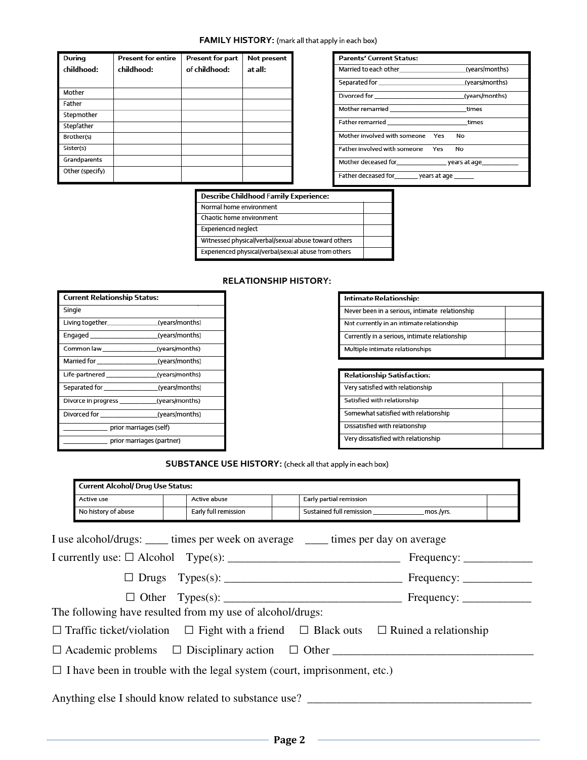**FAMILY HISTORY:** (mark all that apply in each box)

| During childhood: | Present for entire childhood: | Present for part of childhood: | Not present at all: |
|---|---|---|---|
| Mother | | | |
| Father | | | |
| Stepmother | | | |
| Stepfather | | | |
| Brother(s) | | | |
| Sister(s) | | | |
| Grandparents | | | |
| Other (specify) | | | |

| Parents' Current Status: |
|---|
| Married to each other__________________(years/months) |
| Separated for ________________________(years/months) |
| Divorced for __________________________(years/months) |
| Mother remarried ______________________times |
| Father remarried _______________________times |
| Mother involved with someone Yes No |
| Father involved with someone Yes No |
| Mother deceased for______________ years at age__________ |
| Father deceased for_______ years at age ______ |

| Describe Childhood Family Experience: | |
|---|---|
| Normal home environment | |
| Chaotic home environment | |
| Experienced neglect | |
| Witnessed physical/verbal/sexual abuse toward others | |
| Experienced physical/verbal/sexual abuse from others | |

**RELATIONSHIP HISTORY:**

| Current Relationship Status: |
|---|
| Single |
| Living together______________(years/months) |
| Engaged ___________________(years/months) |
| Common law ________________(years/months) |
| Married for _________________(years/months) |
| Life-partnered ______________(years/months) |
| Separated for _______________(years/months) |
| Divorce in progress __________(years/months) |
| Divorced for ________________(years/months) |
| ____________ prior marriages (self) |
| ____________ prior marriages (partner) |

| Intimate Relationship: | |
|---|---|
| Never been in a serious, intimate relationship | |
| Not currently in an intimate relationship | |
| Currently in a serious, intimate relationship | |
| Multiple intimate relationships | |

| Relationship Satisfaction: | |
|---|---|
| Very satisfied with relationship | |
| Satisfied with relationship | |
| Somewhat satisfied with relationship | |
| Dissatisfied with relationship | |
| Very dissatisfied with relationship | |

**SUBSTANCE USE HISTORY:** (check all that apply in each box)

| Current Alcohol/ Drug Use Status: | | | | | |
|---|---|---|---|---|---|
| Active use | | Active abuse | | Early partial remission | |
| No history of abuse | | Early full remission | | Sustained full remission ______________mos./yrs. | |

I use alcohol/drugs: ____ times per week on average ____ times per day on average

I currently use: ☐ Alcohol Type(s): ______________________________ Frequency: ___________

☐ Drugs Types(s): _______________________________ Frequency: ___________

☐ Other Types(s): _______________________________ Frequency: ___________

The following have resulted from my use of alcohol/drugs:

☐ Traffic ticket/violation ☐ Fight with a friend ☐ Black outs ☐ Ruined a relationship

☐ Academic problems ☐ Disciplinary action ☐ Other __________________________________

☐ I have been in trouble with the legal system (court, imprisonment, etc.)

Anything else I should know related to substance use? ______________________________________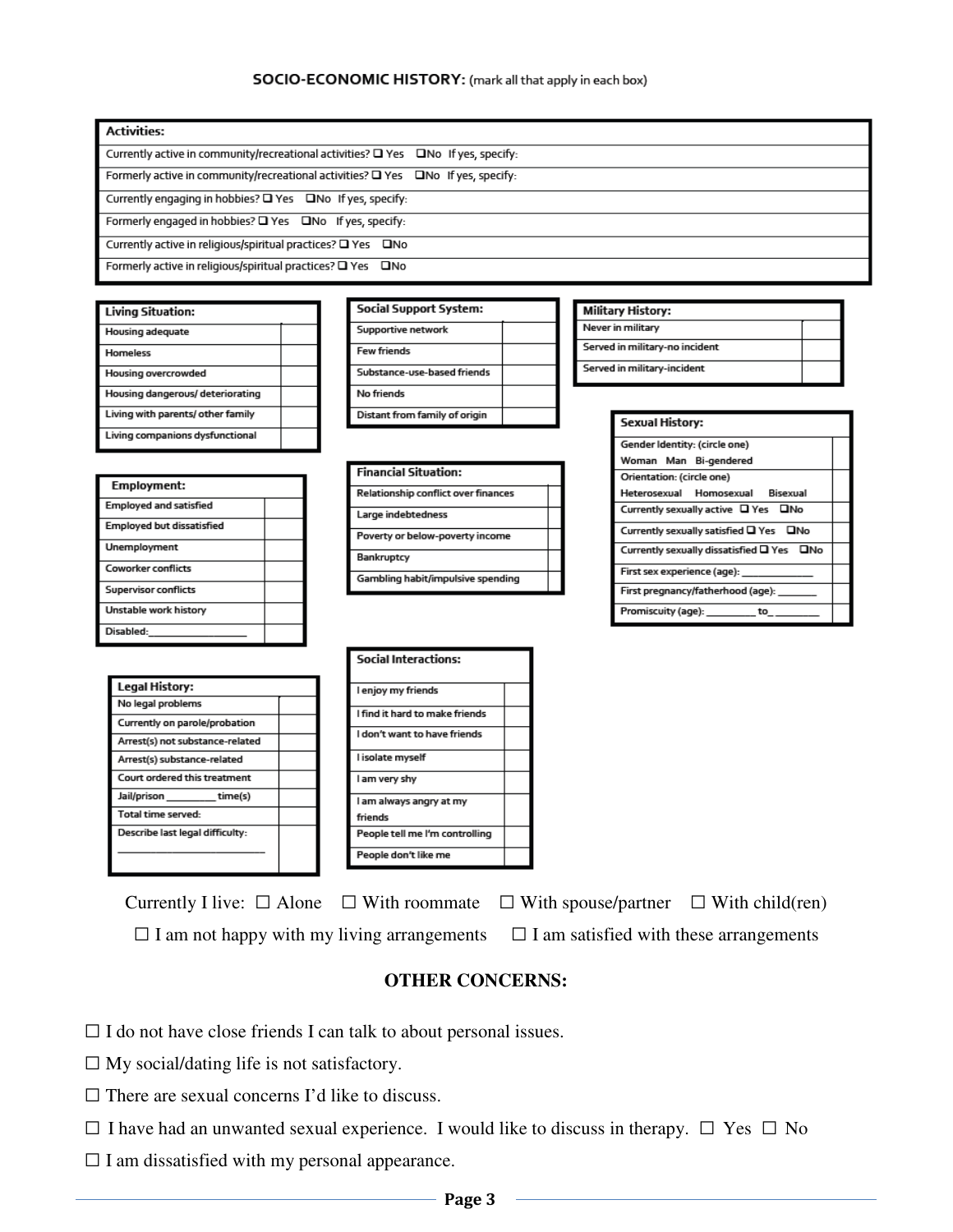## SOCIO-ECONOMIC HISTORY: (mark all that apply in each box)

| Activities: |
|---|
| Currently active in community/recreational activities? ❑ Yes ❑No If yes, specify: |
| Formerly active in community/recreational activities? ❑ Yes ❑No If yes, specify: |
| Currently engaging in hobbies? ❑ Yes ❑No If yes, specify: |
| Formerly engaged in hobbies? ❑ Yes ❑No If yes, specify: |
| Currently active in religious/spiritual practices? ❑ Yes ❑No |
| Formerly active in religious/spiritual practices? ❑ Yes ❑No |

| Living Situation: | |
|---|---|
| Housing adequate | |
| Homeless | |
| Housing overcrowded | |
| Housing dangerous/ deteriorating | |
| Living with parents/ other family | |
| Living companions dysfunctional | |

| Social Support System: | |
|---|---|
| Supportive network | |
| Few friends | |
| Substance-use-based friends | |
| No friends | |
| Distant from family of origin | |

| Military History: | |
|---|---|
| Never in military | |
| Served in military-no incident | |
| Served in military-incident | |

| Sexual History: | |
|---|---|
| Gender Identity: (circle one) Woman Man Bi-gendered | |
| Orientation: (circle one) Heterosexual Homosexual Bisexual | |
| Currently sexually active ❑ Yes ❑No | |
| Currently sexually satisfied ❑ Yes ❑No | |
| Currently sexually dissatisfied ❑ Yes ❑No | |
| First sex experience (age): ____________ | |
| First pregnancy/fatherhood (age): _______ | |
| Promiscuity (age): ________ to_ ________ | |

| Employment: | |
|---|---|
| Employed and satisfied | |
| Employed but dissatisfied | |
| Unemployment | |
| Coworker conflicts | |
| Supervisor conflicts | |
| Unstable work history | |
| Disabled:________________ | |

| Financial Situation: | |
|---|---|
| Relationship conflict over finances | |
| Large indebtedness | |
| Poverty or below-poverty income | |
| Bankruptcy | |
| Gambling habit/impulsive spending | |

| Legal History: | |
|---|---|
| No legal problems | |
| Currently on parole/probation | |
| Arrest(s) not substance-related | |
| Arrest(s) substance-related | |
| Court ordered this treatment | |
| Jail/prison ________ time(s) | |
| Total time served: | |
| Describe last legal difficulty: ________________________ | |

| Social Interactions: | |
|---|---|
| I enjoy my friends | |
| I find it hard to make friends | |
| I don't want to have friends | |
| I isolate myself | |
| I am very shy | |
| I am always angry at my friends | |
| People tell me I'm controlling | |
| People don't like me | |

Currently I live: ☐ Alone ☐ With roommate ☐ With spouse/partner ☐ With child(ren)

☐ I am not happy with my living arrangements ☐ I am satisfied with these arrangements

## OTHER CONCERNS:

☐ I do not have close friends I can talk to about personal issues.

☐ My social/dating life is not satisfactory.

☐ There are sexual concerns I'd like to discuss.

☐ I have had an unwanted sexual experience. I would like to discuss in therapy. ☐ Yes ☐ No

☐ I am dissatisfied with my personal appearance.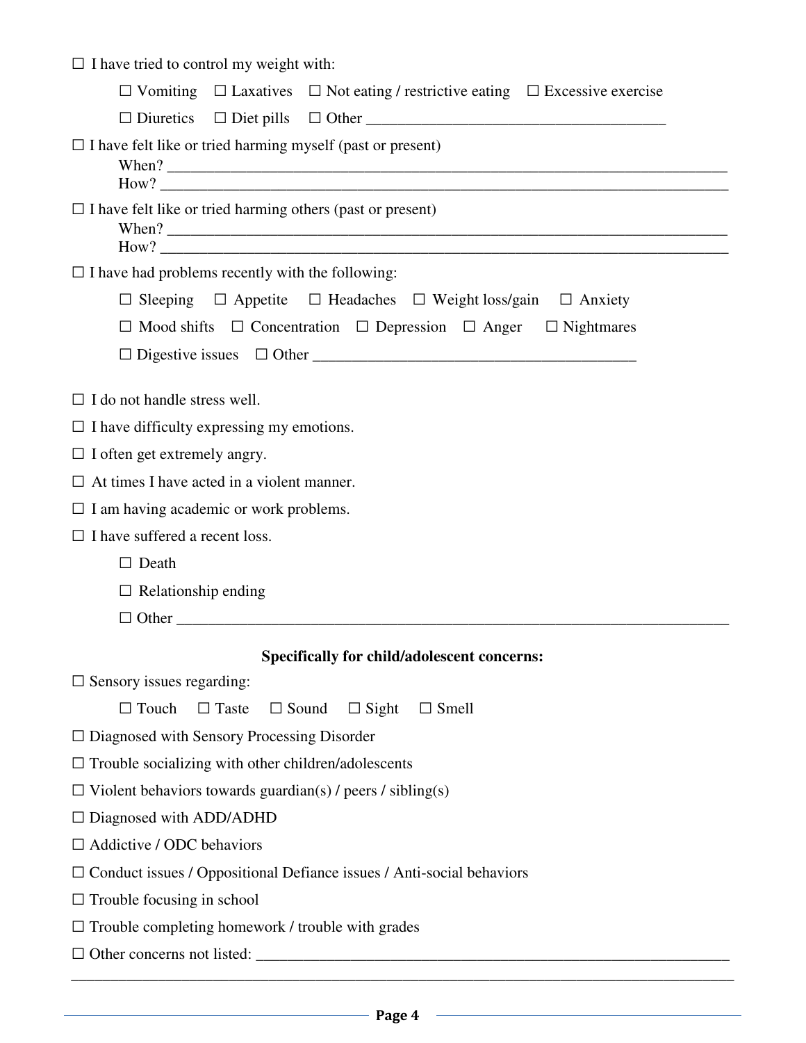☐ I have tried to control my weight with:

☐ Vomiting ☐ Laxatives ☐ Not eating / restrictive eating ☐ Excessive exercise

☐ Diuretics ☐ Diet pills ☐ Other ____________________________________

☐ I have felt like or tried harming myself (past or present)

When? ________________________________________________________________________

How? _________________________________________________________________________

☐ I have felt like or tried harming others (past or present)

When? ________________________________________________________________________

How? _________________________________________________________________________

☐ I have had problems recently with the following:

☐ Sleeping ☐ Appetite ☐ Headaches ☐ Weight loss/gain ☐ Anxiety

☐ Mood shifts ☐ Concentration ☐ Depression ☐ Anger ☐ Nightmares

☐ Digestive issues ☐ Other ________________________________________

☐ I do not handle stress well.

☐ I have difficulty expressing my emotions.

☐ I often get extremely angry.

☐ At times I have acted in a violent manner.

☐ I am having academic or work problems.

☐ I have suffered a recent loss.

☐ Death

☐ Relationship ending

☐ Other ________________________________________________________________________

**Specifically for child/adolescent concerns:**

☐ Sensory issues regarding:

☐ Touch ☐ Taste ☐ Sound ☐ Sight ☐ Smell

☐ Diagnosed with Sensory Processing Disorder

☐ Trouble socializing with other children/adolescents

☐ Violent behaviors towards guardian(s) / peers / sibling(s)

☐ Diagnosed with ADD/ADHD

☐ Addictive / ODC behaviors

☐ Conduct issues / Oppositional Defiance issues / Anti-social behaviors

☐ Trouble focusing in school

☐ Trouble completing homework / trouble with grades

☐ Other concerns not listed: ______________________________________________________________

_____________________________________________________________________________________